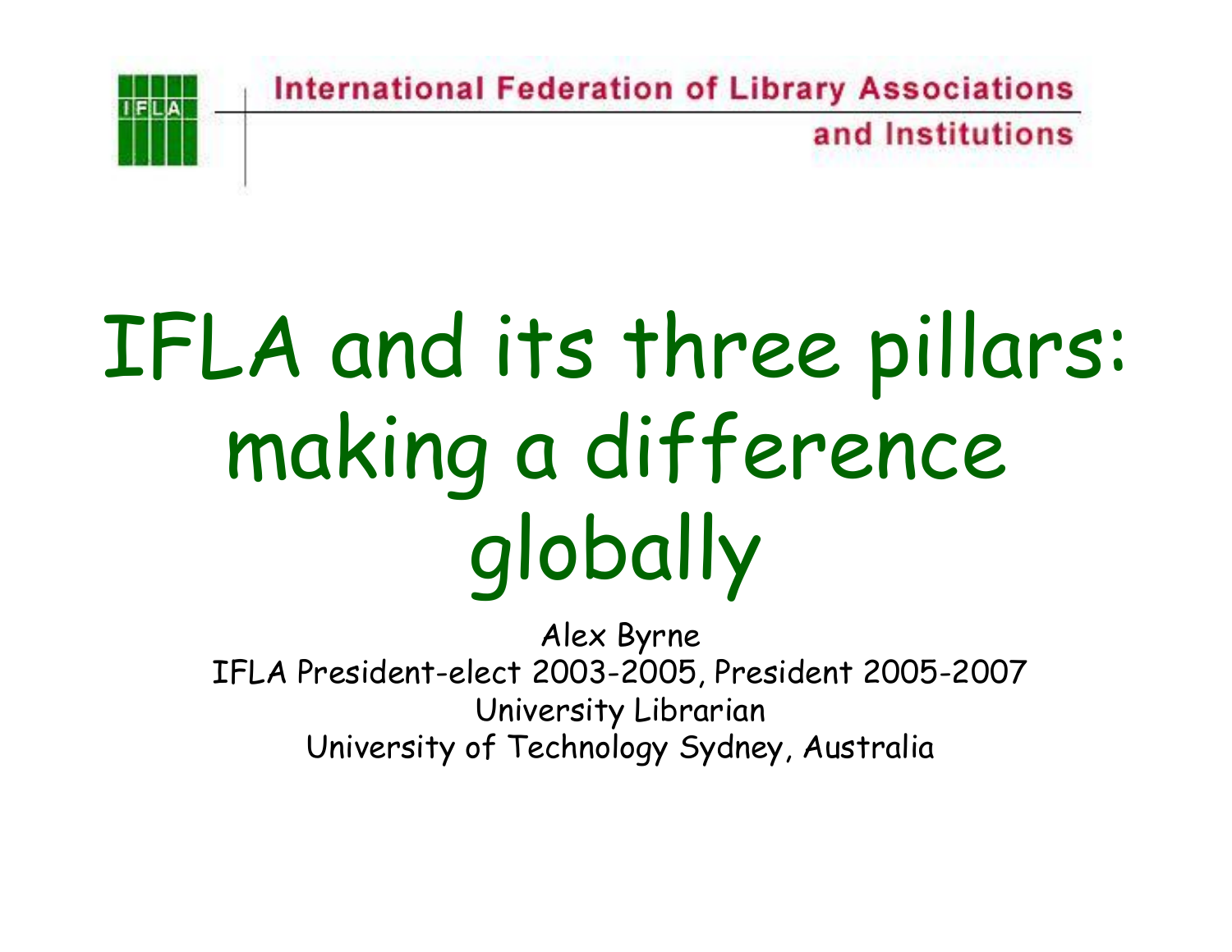International Federation of Library Associations and Institutions

# IFLA and its three pillars: making a difference globally

Alex Byrne
IFLA President-elect 2003-2005, President 2005-2007
University Librarian
University of Technology Sydney, Australia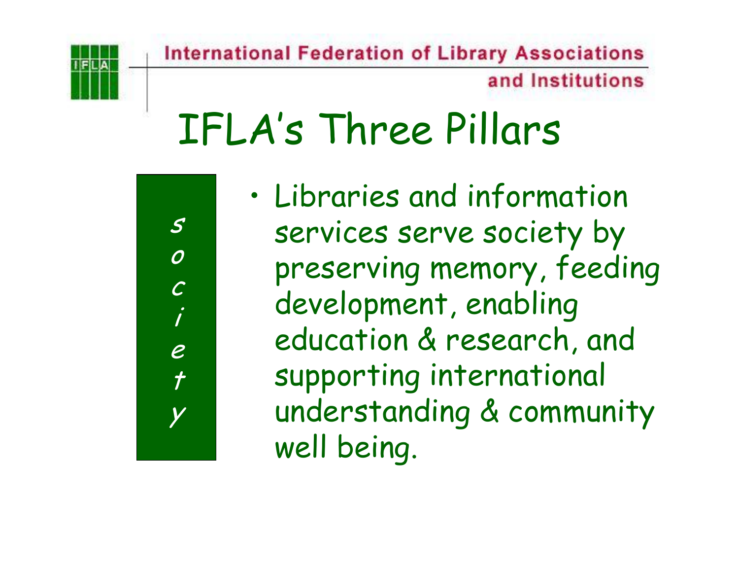# IFLA's Three Pillars

**society**

- Libraries and information services serve society by preserving memory, feeding development, enabling education & research, and supporting international understanding & community well being.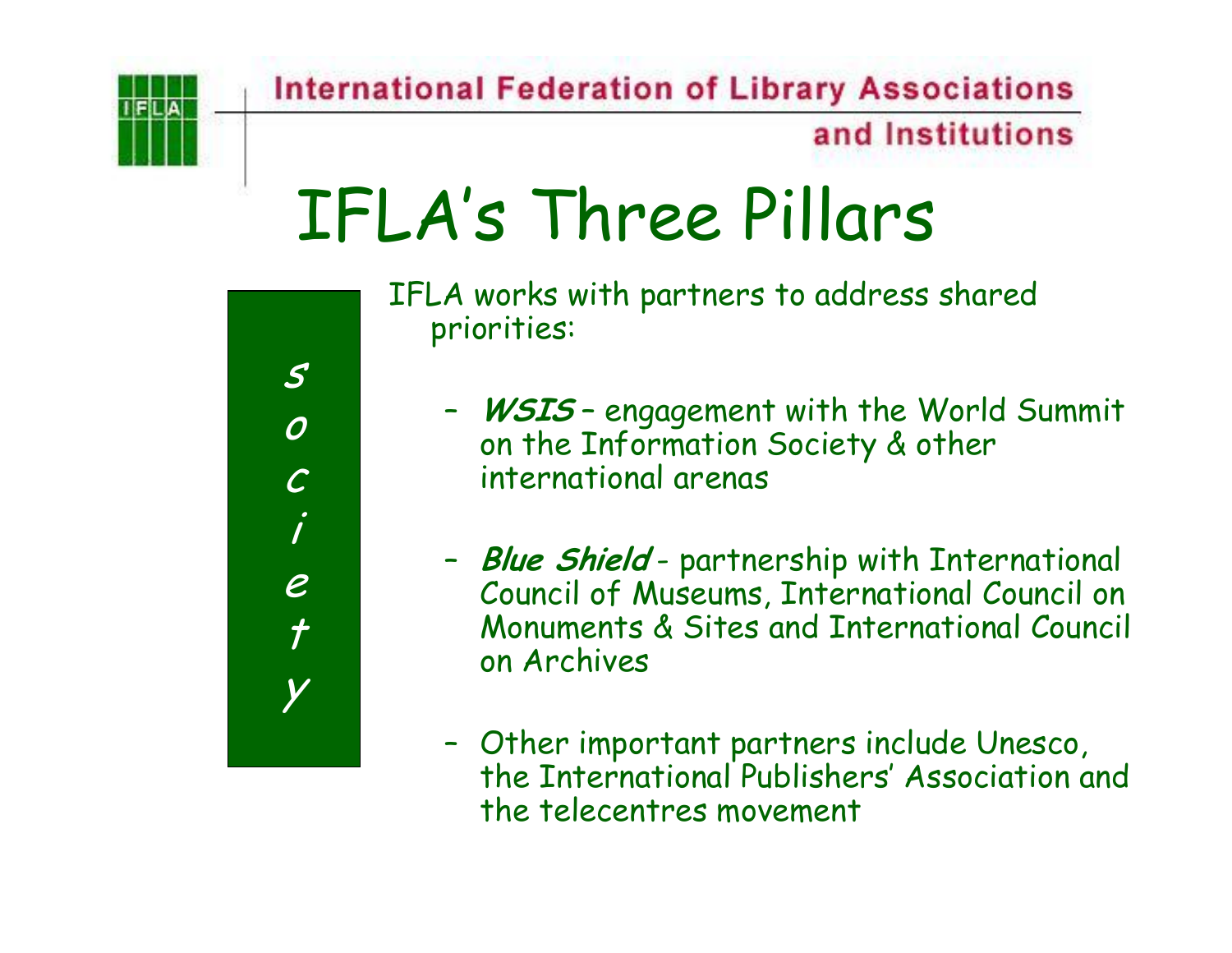International Federation of Library Associations and Institutions

# IFLA's Three Pillars

**Society**

IFLA works with partners to address shared priorities:

- ***WSIS*** – engagement with the World Summit on the Information Society & other international arenas
- ***Blue Shield*** - partnership with International Council of Museums, International Council on Monuments & Sites and International Council on Archives
- Other important partners include Unesco, the International Publishers' Association and the telecentres movement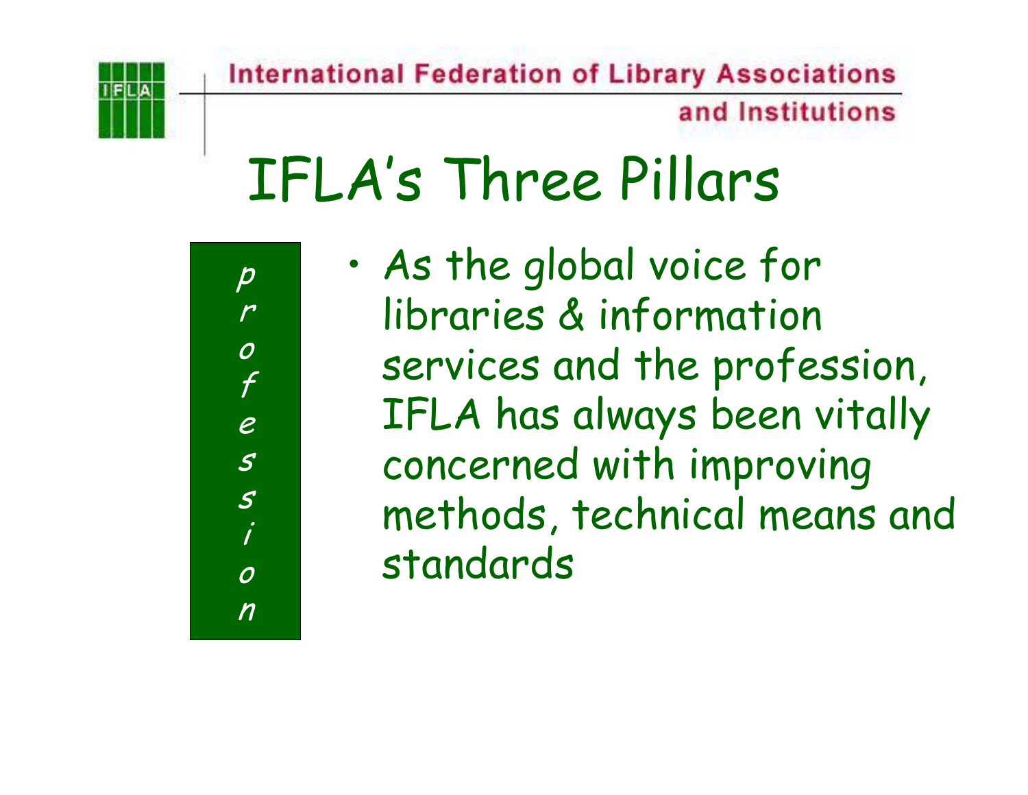International Federation of Library Associations and Institutions

# IFLA's Three Pillars

*profession*

- As the global voice for libraries & information services and the profession, IFLA has always been vitally concerned with improving methods, technical means and standards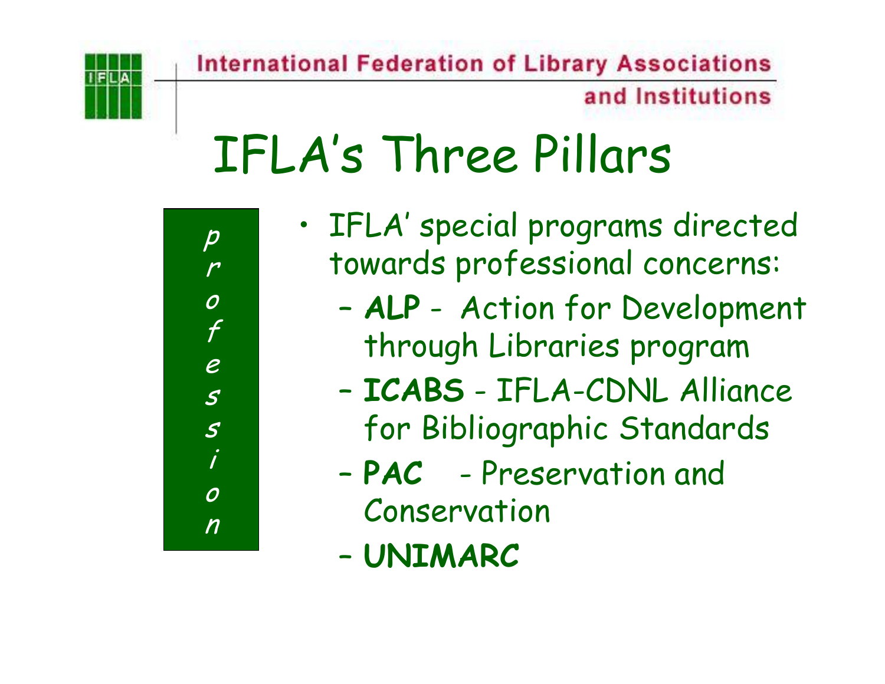International Federation of Library Associations and Institutions

# IFLA's Three Pillars

*profession*

- IFLA' special programs directed towards professional concerns:
  - **ALP** - Action for Development through Libraries program
  - **ICABS** - IFLA-CDNL Alliance for Bibliographic Standards
  - **PAC** - Preservation and Conservation
  - **UNIMARC**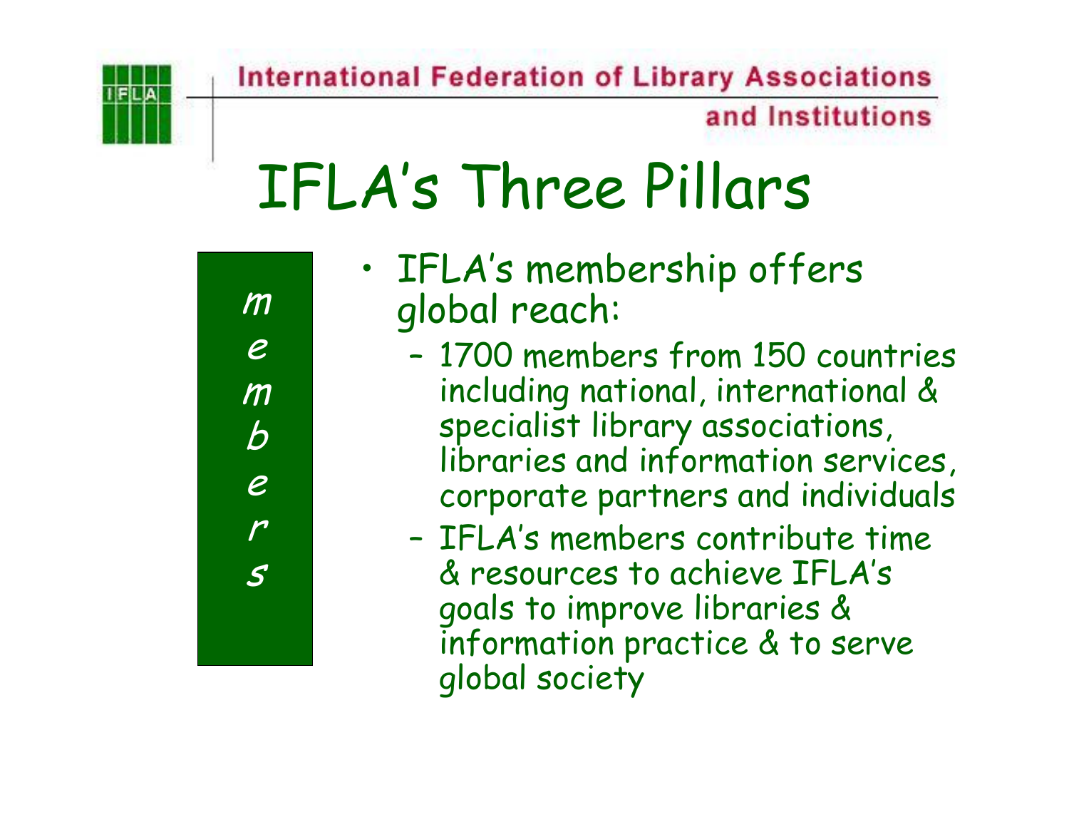# IFLA's Three Pillars

*members*

- IFLA's membership offers global reach:
  - 1700 members from 150 countries including national, international & specialist library associations, libraries and information services, corporate partners and individuals
  - IFLA's members contribute time & resources to achieve IFLA's goals to improve libraries & information practice & to serve global society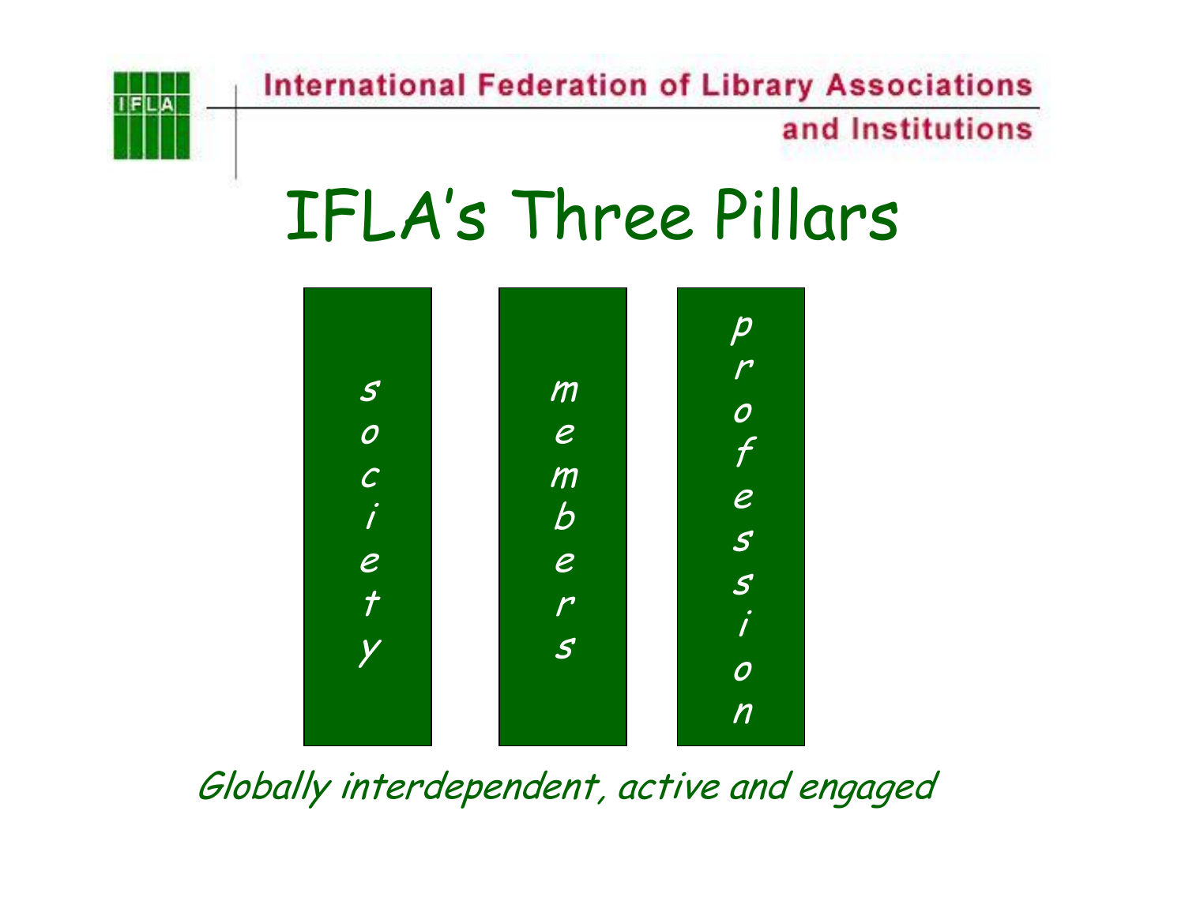International Federation of Library Associations and Institutions

# IFLA's Three Pillars

society

members

profession

*Globally interdependent, active and engaged*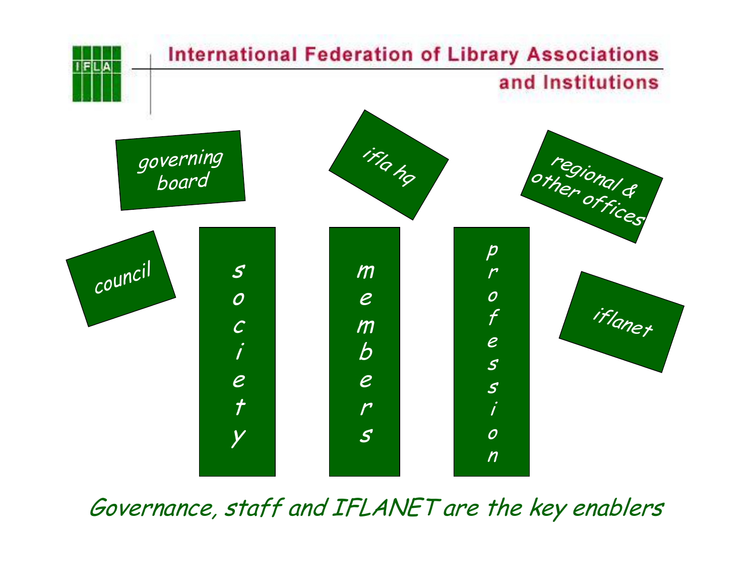International Federation of Library Associations and Institutions

governing board

ifla hq

regional & other offices

council

society

members

profession

iflanet

*Governance, staff and IFLANET are the key enablers*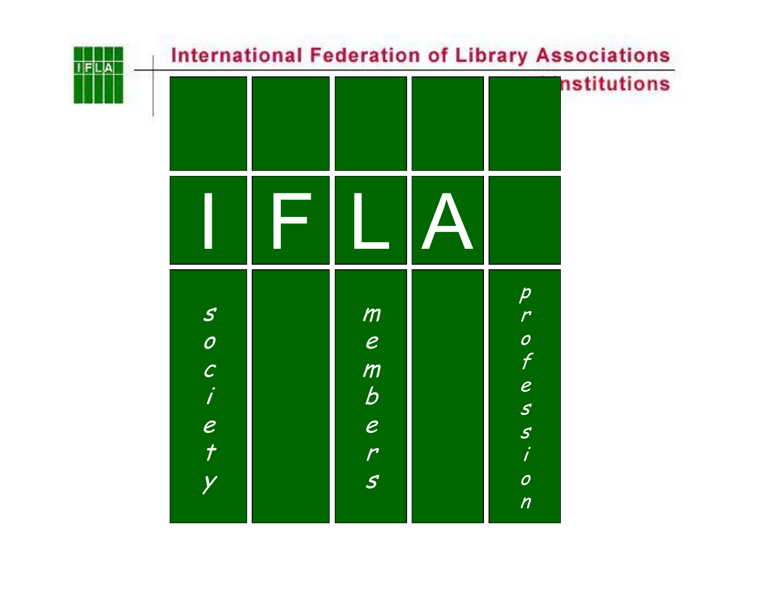International Federation of Library Associations

and Institutions

| | | | | |
|---|---|---|---|---|
| | | | | |
| I | F | L | A | |
| society | | members | | profession |